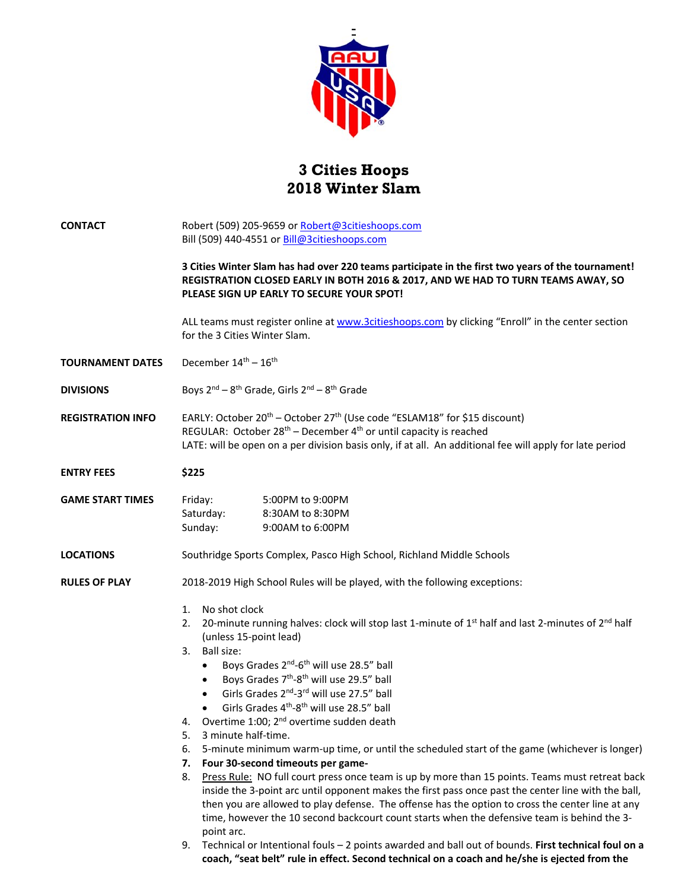# 3 Cities Hoops
# 2018 Winter Slam

**CONTACT**

Robert (509) 205-9659 or Robert@3citieshoops.com
Bill (509) 440-4551 or Bill@3citieshoops.com

**3 Cities Winter Slam has had over 220 teams participate in the first two years of the tournament! REGISTRATION CLOSED EARLY IN BOTH 2016 & 2017, AND WE HAD TO TURN TEAMS AWAY, SO PLEASE SIGN UP EARLY TO SECURE YOUR SPOT!**

ALL teams must register online at www.3citieshoops.com by clicking "Enroll" in the center section for the 3 Cities Winter Slam.

**TOURNAMENT DATES**

December 14th – 16th

**DIVISIONS**

Boys 2nd – 8th Grade, Girls 2nd – 8th Grade

**REGISTRATION INFO**

EARLY: October 20th – October 27th (Use code "ESLAM18" for $15 discount)
REGULAR: October 28th – December 4th or until capacity is reached
LATE: will be open on a per division basis only, if at all. An additional fee will apply for late period

**ENTRY FEES**

**$225**

**GAME START TIMES**

Friday: 5:00PM to 9:00PM
Saturday: 8:30AM to 8:30PM
Sunday: 9:00AM to 6:00PM

**LOCATIONS**

Southridge Sports Complex, Pasco High School, Richland Middle Schools

**RULES OF PLAY**

2018-2019 High School Rules will be played, with the following exceptions:

1. No shot clock
2. 20-minute running halves: clock will stop last 1-minute of 1st half and last 2-minutes of 2nd half (unless 15-point lead)
3. Ball size:
   - Boys Grades 2nd-6th will use 28.5" ball
   - Boys Grades 7th-8th will use 29.5" ball
   - Girls Grades 2nd-3rd will use 27.5" ball
   - Girls Grades 4th-8th will use 28.5" ball
4. Overtime 1:00; 2nd overtime sudden death
5. 3 minute half-time.
6. 5-minute minimum warm-up time, or until the scheduled start of the game (whichever is longer)
7. **Four 30-second timeouts per game-**
8. Press Rule: NO full court press once team is up by more than 15 points. Teams must retreat back inside the 3-point arc until opponent makes the first pass once past the center line with the ball, then you are allowed to play defense. The offense has the option to cross the center line at any time, however the 10 second backcourt count starts when the defensive team is behind the 3-point arc.
9. Technical or Intentional fouls – 2 points awarded and ball out of bounds. **First technical foul on a coach, "seat belt" rule in effect. Second technical on a coach and he/she is ejected from the**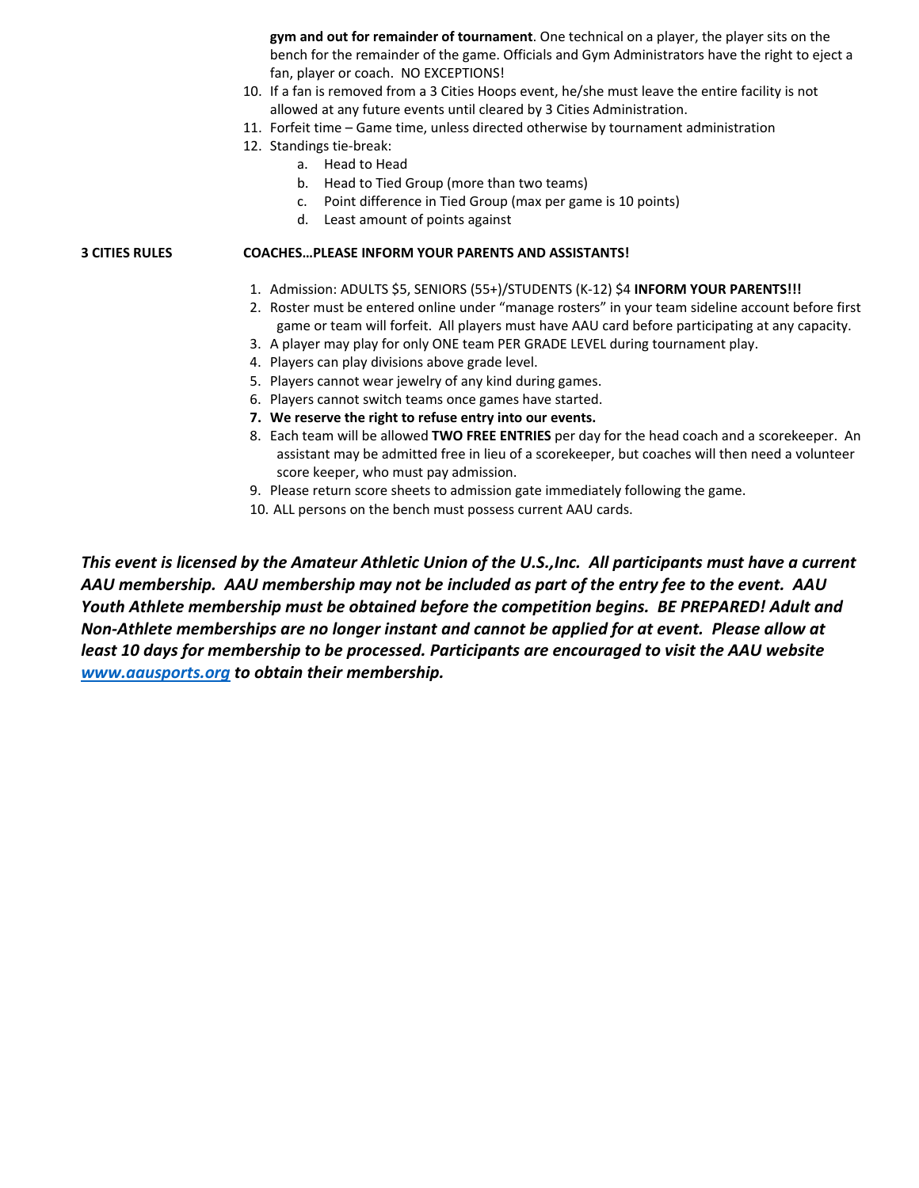**gym and out for remainder of tournament**. One technical on a player, the player sits on the bench for the remainder of the game. Officials and Gym Administrators have the right to eject a fan, player or coach. NO EXCEPTIONS!

10. If a fan is removed from a 3 Cities Hoops event, he/she must leave the entire facility is not allowed at any future events until cleared by 3 Cities Administration.
11. Forfeit time – Game time, unless directed otherwise by tournament administration
12. Standings tie-break:
    a. Head to Head
    b. Head to Tied Group (more than two teams)
    c. Point difference in Tied Group (max per game is 10 points)
    d. Least amount of points against

**3 CITIES RULES** **COACHES…PLEASE INFORM YOUR PARENTS AND ASSISTANTS!**

1. Admission: ADULTS $5, SENIORS (55+)/STUDENTS (K-12) $4 **INFORM YOUR PARENTS!!!**
2. Roster must be entered online under "manage rosters" in your team sideline account before first game or team will forfeit. All players must have AAU card before participating at any capacity.
3. A player may play for only ONE team PER GRADE LEVEL during tournament play.
4. Players can play divisions above grade level.
5. Players cannot wear jewelry of any kind during games.
6. Players cannot switch teams once games have started.
7. **We reserve the right to refuse entry into our events.**
8. Each team will be allowed **TWO FREE ENTRIES** per day for the head coach and a scorekeeper. An assistant may be admitted free in lieu of a scorekeeper, but coaches will then need a volunteer score keeper, who must pay admission.
9. Please return score sheets to admission gate immediately following the game.
10. ALL persons on the bench must possess current AAU cards.

***This event is licensed by the Amateur Athletic Union of the U.S.,Inc. All participants must have a current AAU membership. AAU membership may not be included as part of the entry fee to the event. AAU Youth Athlete membership must be obtained before the competition begins. BE PREPARED! Adult and Non-Athlete memberships are no longer instant and cannot be applied for at event. Please allow at least 10 days for membership to be processed. Participants are encouraged to visit the AAU website www.aausports.org to obtain their membership.***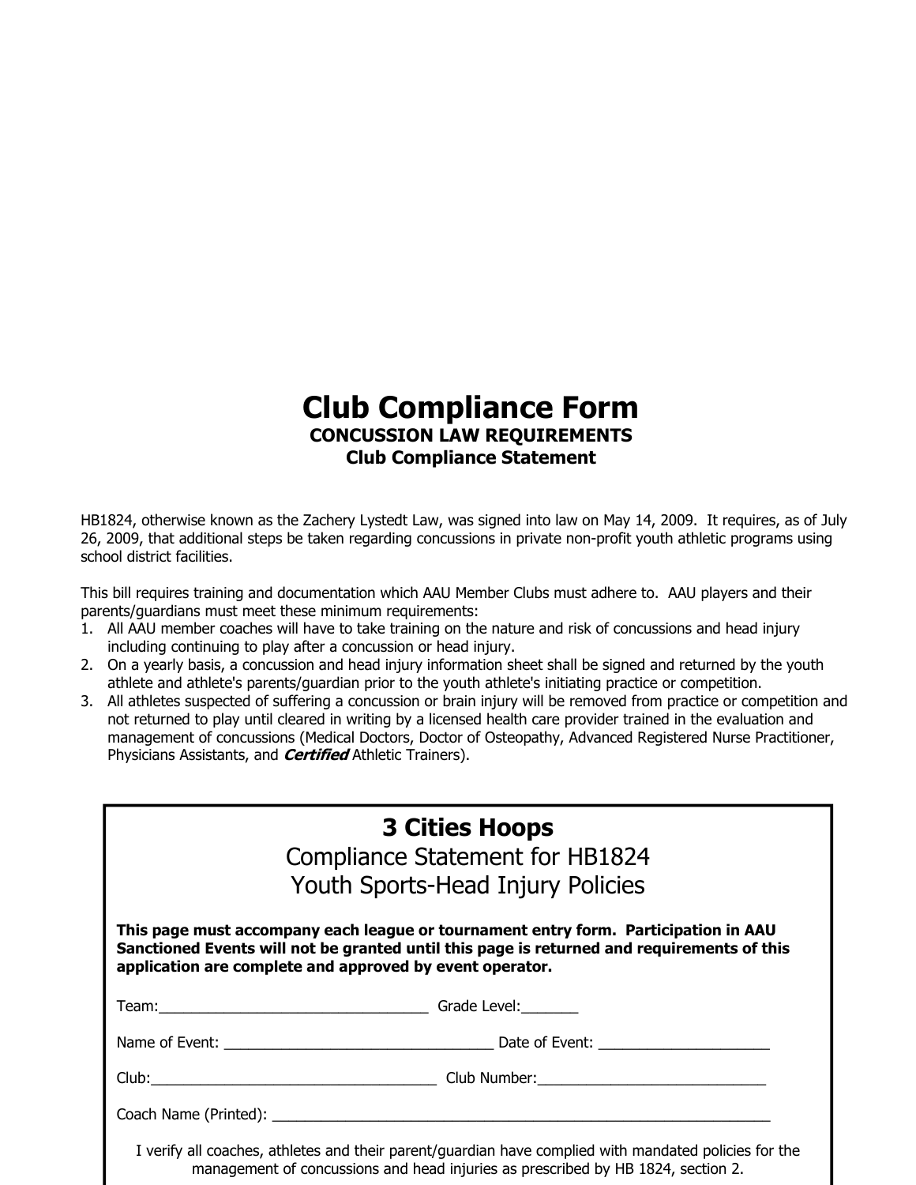# Club Compliance Form

## CONCUSSION LAW REQUIREMENTS

### Club Compliance Statement

HB1824, otherwise known as the Zachery Lystedt Law, was signed into law on May 14, 2009. It requires, as of July 26, 2009, that additional steps be taken regarding concussions in private non-profit youth athletic programs using school district facilities.

This bill requires training and documentation which AAU Member Clubs must adhere to. AAU players and their parents/guardians must meet these minimum requirements:

1. All AAU member coaches will have to take training on the nature and risk of concussions and head injury including continuing to play after a concussion or head injury.
2. On a yearly basis, a concussion and head injury information sheet shall be signed and returned by the youth athlete and athlete's parents/guardian prior to the youth athlete's initiating practice or competition.
3. All athletes suspected of suffering a concussion or brain injury will be removed from practice or competition and not returned to play until cleared in writing by a licensed health care provider trained in the evaluation and management of concussions (Medical Doctors, Doctor of Osteopathy, Advanced Registered Nurse Practitioner, Physicians Assistants, and ***Certified*** Athletic Trainers).

## 3 Cities Hoops

Compliance Statement for HB1824

Youth Sports-Head Injury Policies

**This page must accompany each league or tournament entry form. Participation in AAU Sanctioned Events will not be granted until this page is returned and requirements of this application are complete and approved by event operator.**

Team:_________________________________ Grade Level:_______

Name of Event: _________________________________ Date of Event: _____________________

Club:___________________________________ Club Number:_____________________________

Coach Name (Printed): _________________________________________________________________

I verify all coaches, athletes and their parent/guardian have complied with mandated policies for the management of concussions and head injuries as prescribed by HB 1824, section 2.